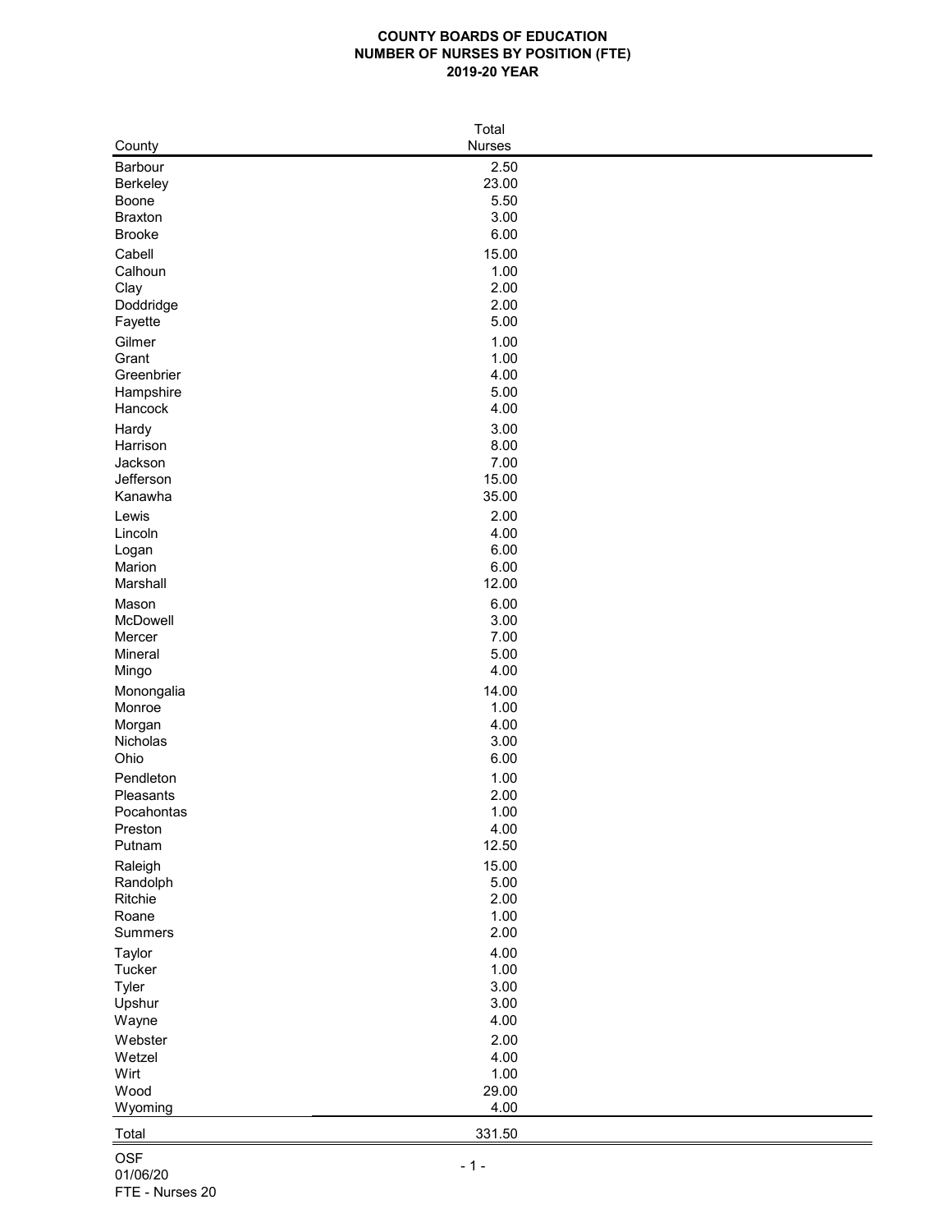# COUNTY BOARDS OF EDUCATION
## NUMBER OF NURSES BY POSITION (FTE)
## 2019-20 YEAR

| County | Total Nurses |
|---|---|
| Barbour | 2.50 |
| Berkeley | 23.00 |
| Boone | 5.50 |
| Braxton | 3.00 |
| Brooke | 6.00 |
| Cabell | 15.00 |
| Calhoun | 1.00 |
| Clay | 2.00 |
| Doddridge | 2.00 |
| Fayette | 5.00 |
| Gilmer | 1.00 |
| Grant | 1.00 |
| Greenbrier | 4.00 |
| Hampshire | 5.00 |
| Hancock | 4.00 |
| Hardy | 3.00 |
| Harrison | 8.00 |
| Jackson | 7.00 |
| Jefferson | 15.00 |
| Kanawha | 35.00 |
| Lewis | 2.00 |
| Lincoln | 4.00 |
| Logan | 6.00 |
| Marion | 6.00 |
| Marshall | 12.00 |
| Mason | 6.00 |
| McDowell | 3.00 |
| Mercer | 7.00 |
| Mineral | 5.00 |
| Mingo | 4.00 |
| Monongalia | 14.00 |
| Monroe | 1.00 |
| Morgan | 4.00 |
| Nicholas | 3.00 |
| Ohio | 6.00 |
| Pendleton | 1.00 |
| Pleasants | 2.00 |
| Pocahontas | 1.00 |
| Preston | 4.00 |
| Putnam | 12.50 |
| Raleigh | 15.00 |
| Randolph | 5.00 |
| Ritchie | 2.00 |
| Roane | 1.00 |
| Summers | 2.00 |
| Taylor | 4.00 |
| Tucker | 1.00 |
| Tyler | 3.00 |
| Upshur | 3.00 |
| Wayne | 4.00 |
| Webster | 2.00 |
| Wetzel | 4.00 |
| Wirt | 1.00 |
| Wood | 29.00 |
| Wyoming | 4.00 |
| Total | 331.50 |

OSF
01/06/20
FTE - Nurses 20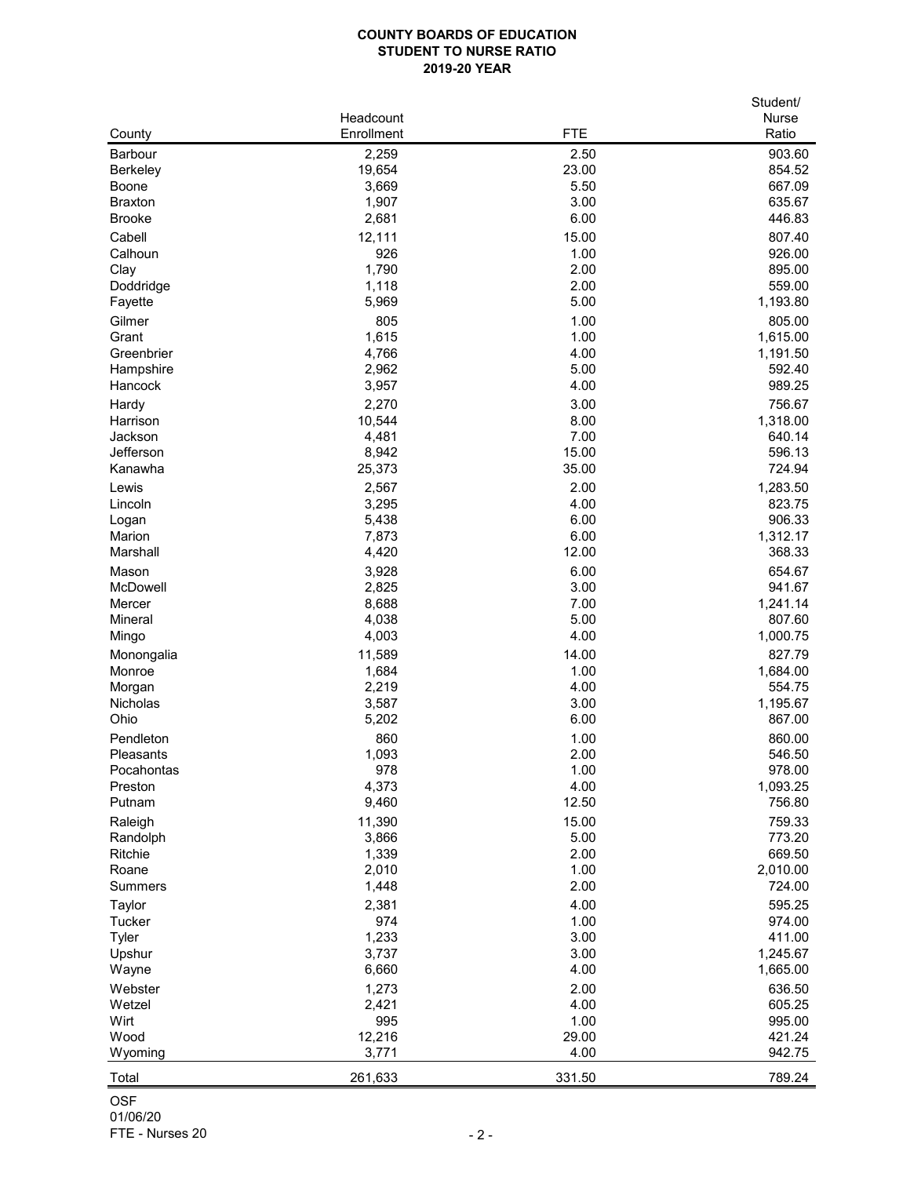**COUNTY BOARDS OF EDUCATION**
**STUDENT TO NURSE RATIO**
**2019-20 YEAR**

| County | Headcount Enrollment | FTE | Student/ Nurse Ratio |
|---|---|---|---|
| Barbour | 2,259 | 2.50 | 903.60 |
| Berkeley | 19,654 | 23.00 | 854.52 |
| Boone | 3,669 | 5.50 | 667.09 |
| Braxton | 1,907 | 3.00 | 635.67 |
| Brooke | 2,681 | 6.00 | 446.83 |
| Cabell | 12,111 | 15.00 | 807.40 |
| Calhoun | 926 | 1.00 | 926.00 |
| Clay | 1,790 | 2.00 | 895.00 |
| Doddridge | 1,118 | 2.00 | 559.00 |
| Fayette | 5,969 | 5.00 | 1,193.80 |
| Gilmer | 805 | 1.00 | 805.00 |
| Grant | 1,615 | 1.00 | 1,615.00 |
| Greenbrier | 4,766 | 4.00 | 1,191.50 |
| Hampshire | 2,962 | 5.00 | 592.40 |
| Hancock | 3,957 | 4.00 | 989.25 |
| Hardy | 2,270 | 3.00 | 756.67 |
| Harrison | 10,544 | 8.00 | 1,318.00 |
| Jackson | 4,481 | 7.00 | 640.14 |
| Jefferson | 8,942 | 15.00 | 596.13 |
| Kanawha | 25,373 | 35.00 | 724.94 |
| Lewis | 2,567 | 2.00 | 1,283.50 |
| Lincoln | 3,295 | 4.00 | 823.75 |
| Logan | 5,438 | 6.00 | 906.33 |
| Marion | 7,873 | 6.00 | 1,312.17 |
| Marshall | 4,420 | 12.00 | 368.33 |
| Mason | 3,928 | 6.00 | 654.67 |
| McDowell | 2,825 | 3.00 | 941.67 |
| Mercer | 8,688 | 7.00 | 1,241.14 |
| Mineral | 4,038 | 5.00 | 807.60 |
| Mingo | 4,003 | 4.00 | 1,000.75 |
| Monongalia | 11,589 | 14.00 | 827.79 |
| Monroe | 1,684 | 1.00 | 1,684.00 |
| Morgan | 2,219 | 4.00 | 554.75 |
| Nicholas | 3,587 | 3.00 | 1,195.67 |
| Ohio | 5,202 | 6.00 | 867.00 |
| Pendleton | 860 | 1.00 | 860.00 |
| Pleasants | 1,093 | 2.00 | 546.50 |
| Pocahontas | 978 | 1.00 | 978.00 |
| Preston | 4,373 | 4.00 | 1,093.25 |
| Putnam | 9,460 | 12.50 | 756.80 |
| Raleigh | 11,390 | 15.00 | 759.33 |
| Randolph | 3,866 | 5.00 | 773.20 |
| Ritchie | 1,339 | 2.00 | 669.50 |
| Roane | 2,010 | 1.00 | 2,010.00 |
| Summers | 1,448 | 2.00 | 724.00 |
| Taylor | 2,381 | 4.00 | 595.25 |
| Tucker | 974 | 1.00 | 974.00 |
| Tyler | 1,233 | 3.00 | 411.00 |
| Upshur | 3,737 | 3.00 | 1,245.67 |
| Wayne | 6,660 | 4.00 | 1,665.00 |
| Webster | 1,273 | 2.00 | 636.50 |
| Wetzel | 2,421 | 4.00 | 605.25 |
| Wirt | 995 | 1.00 | 995.00 |
| Wood | 12,216 | 29.00 | 421.24 |
| Wyoming | 3,771 | 4.00 | 942.75 |
| Total | 261,633 | 331.50 | 789.24 |

OSF
01/06/20
FTE - Nurses 20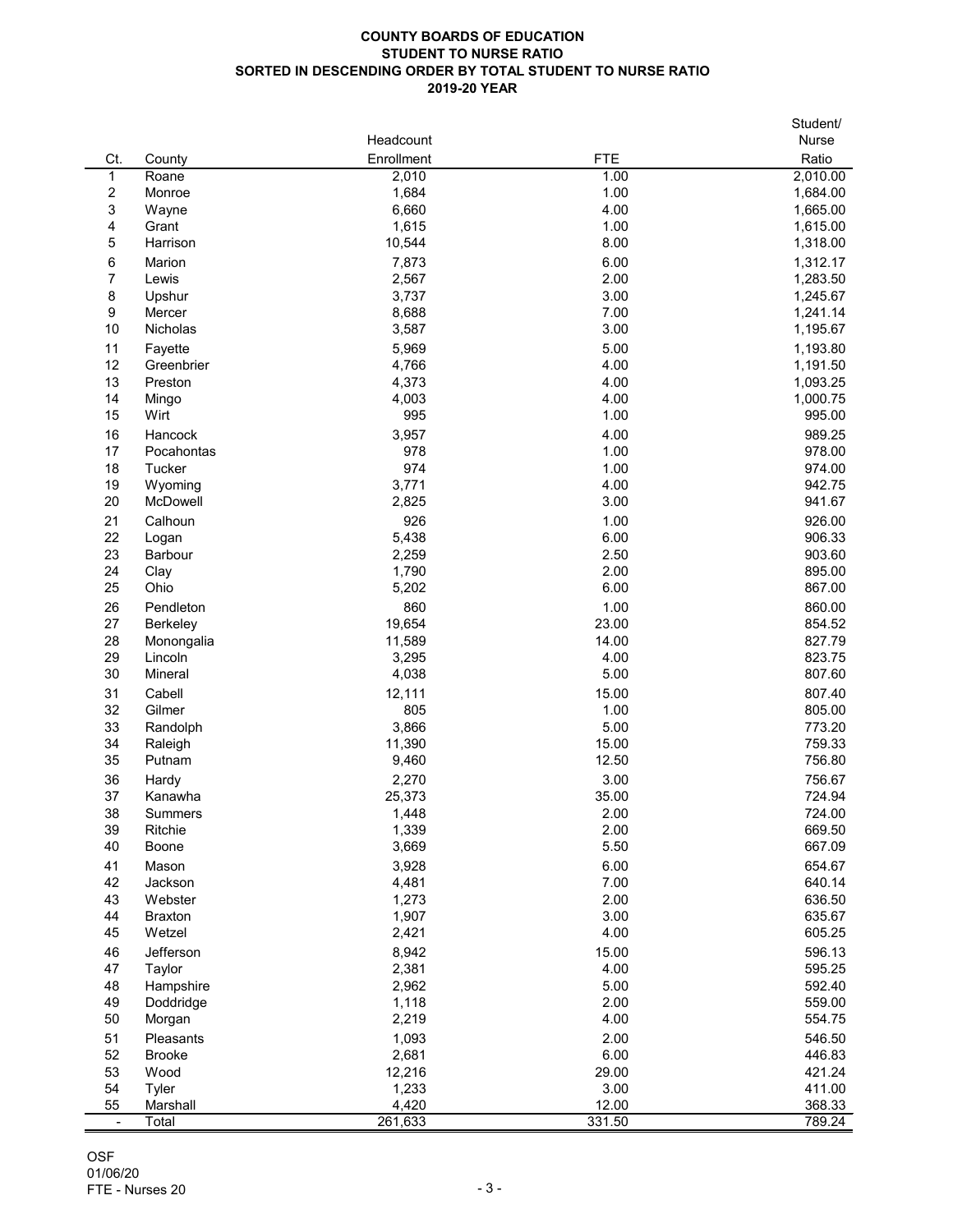**COUNTY BOARDS OF EDUCATION**
**STUDENT TO NURSE RATIO**
**SORTED IN DESCENDING ORDER BY TOTAL STUDENT TO NURSE RATIO**
**2019-20 YEAR**

| Ct. | County | Headcount Enrollment | FTE | Student/ Nurse Ratio |
|---|---|---|---|---|
| 1 | Roane | 2,010 | 1.00 | 2,010.00 |
| 2 | Monroe | 1,684 | 1.00 | 1,684.00 |
| 3 | Wayne | 6,660 | 4.00 | 1,665.00 |
| 4 | Grant | 1,615 | 1.00 | 1,615.00 |
| 5 | Harrison | 10,544 | 8.00 | 1,318.00 |
| 6 | Marion | 7,873 | 6.00 | 1,312.17 |
| 7 | Lewis | 2,567 | 2.00 | 1,283.50 |
| 8 | Upshur | 3,737 | 3.00 | 1,245.67 |
| 9 | Mercer | 8,688 | 7.00 | 1,241.14 |
| 10 | Nicholas | 3,587 | 3.00 | 1,195.67 |
| 11 | Fayette | 5,969 | 5.00 | 1,193.80 |
| 12 | Greenbrier | 4,766 | 4.00 | 1,191.50 |
| 13 | Preston | 4,373 | 4.00 | 1,093.25 |
| 14 | Mingo | 4,003 | 4.00 | 1,000.75 |
| 15 | Wirt | 995 | 1.00 | 995.00 |
| 16 | Hancock | 3,957 | 4.00 | 989.25 |
| 17 | Pocahontas | 978 | 1.00 | 978.00 |
| 18 | Tucker | 974 | 1.00 | 974.00 |
| 19 | Wyoming | 3,771 | 4.00 | 942.75 |
| 20 | McDowell | 2,825 | 3.00 | 941.67 |
| 21 | Calhoun | 926 | 1.00 | 926.00 |
| 22 | Logan | 5,438 | 6.00 | 906.33 |
| 23 | Barbour | 2,259 | 2.50 | 903.60 |
| 24 | Clay | 1,790 | 2.00 | 895.00 |
| 25 | Ohio | 5,202 | 6.00 | 867.00 |
| 26 | Pendleton | 860 | 1.00 | 860.00 |
| 27 | Berkeley | 19,654 | 23.00 | 854.52 |
| 28 | Monongalia | 11,589 | 14.00 | 827.79 |
| 29 | Lincoln | 3,295 | 4.00 | 823.75 |
| 30 | Mineral | 4,038 | 5.00 | 807.60 |
| 31 | Cabell | 12,111 | 15.00 | 807.40 |
| 32 | Gilmer | 805 | 1.00 | 805.00 |
| 33 | Randolph | 3,866 | 5.00 | 773.20 |
| 34 | Raleigh | 11,390 | 15.00 | 759.33 |
| 35 | Putnam | 9,460 | 12.50 | 756.80 |
| 36 | Hardy | 2,270 | 3.00 | 756.67 |
| 37 | Kanawha | 25,373 | 35.00 | 724.94 |
| 38 | Summers | 1,448 | 2.00 | 724.00 |
| 39 | Ritchie | 1,339 | 2.00 | 669.50 |
| 40 | Boone | 3,669 | 5.50 | 667.09 |
| 41 | Mason | 3,928 | 6.00 | 654.67 |
| 42 | Jackson | 4,481 | 7.00 | 640.14 |
| 43 | Webster | 1,273 | 2.00 | 636.50 |
| 44 | Braxton | 1,907 | 3.00 | 635.67 |
| 45 | Wetzel | 2,421 | 4.00 | 605.25 |
| 46 | Jefferson | 8,942 | 15.00 | 596.13 |
| 47 | Taylor | 2,381 | 4.00 | 595.25 |
| 48 | Hampshire | 2,962 | 5.00 | 592.40 |
| 49 | Doddridge | 1,118 | 2.00 | 559.00 |
| 50 | Morgan | 2,219 | 4.00 | 554.75 |
| 51 | Pleasants | 1,093 | 2.00 | 546.50 |
| 52 | Brooke | 2,681 | 6.00 | 446.83 |
| 53 | Wood | 12,216 | 29.00 | 421.24 |
| 54 | Tyler | 1,233 | 3.00 | 411.00 |
| 55 | Marshall | 4,420 | 12.00 | 368.33 |
| - | Total | 261,633 | 331.50 | 789.24 |

OSF
01/06/20
FTE - Nurses 20